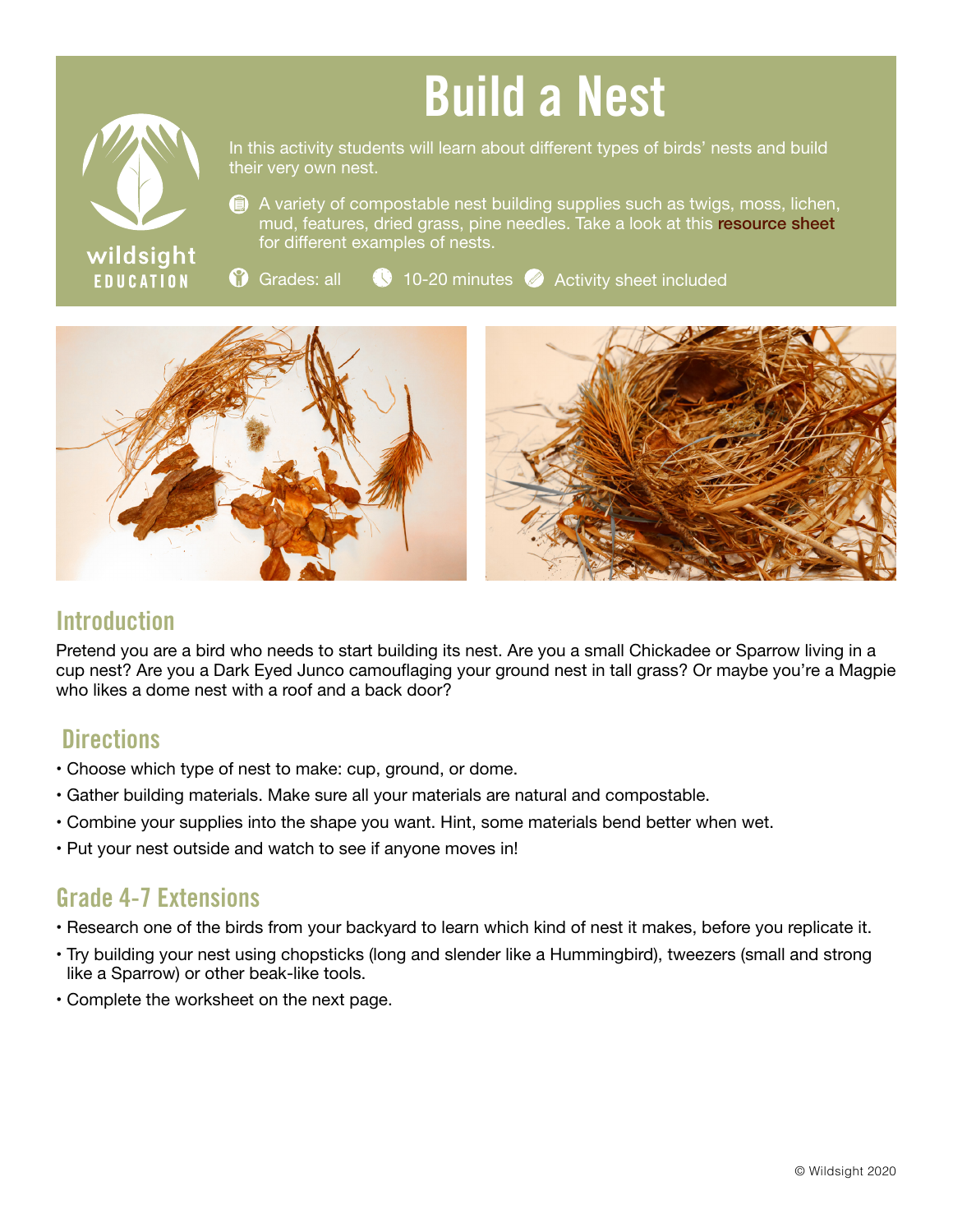# Build a Nest

wildsight EDUCATION

In this activity students will learn about different types of birds' nests and build their very own nest.

A variety of compostable nest building supplies such as twigs, moss, lichen, mud, features, dried grass, pine needles. Take a look at this resource sheet for different examples of nests.

Grades: all | 10-20 minutes | Activity sheet included

## Introduction

Pretend you are a bird who needs to start building its nest. Are you a small Chickadee or Sparrow living in a cup nest? Are you a Dark Eyed Junco camouflaging your ground nest in tall grass? Or maybe you're a Magpie who likes a dome nest with a roof and a back door?

## Directions

- Choose which type of nest to make: cup, ground, or dome.
- Gather building materials. Make sure all your materials are natural and compostable.
- Combine your supplies into the shape you want. Hint, some materials bend better when wet.
- Put your nest outside and watch to see if anyone moves in!

## Grade 4-7 Extensions

- Research one of the birds from your backyard to learn which kind of nest it makes, before you replicate it.
- Try building your nest using chopsticks (long and slender like a Hummingbird), tweezers (small and strong like a Sparrow) or other beak-like tools.
- Complete the worksheet on the next page.

© Wildsight 2020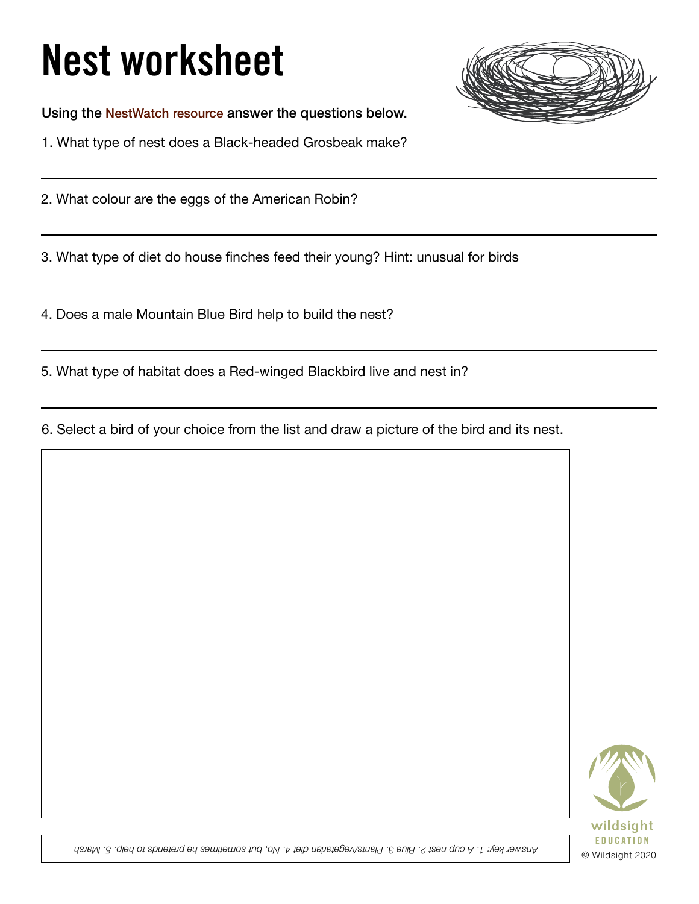# Nest worksheet

**Using the NestWatch resource answer the questions below.**

1. What type of nest does a Black-headed Grosbeak make?

2. What colour are the eggs of the American Robin?

3. What type of diet do house finches feed their young? Hint: unusual for birds

4. Does a male Mountain Blue Bird help to build the nest?

5. What type of habitat does a Red-winged Blackbird live and nest in?

6. Select a bird of your choice from the list and draw a picture of the bird and its nest.

*Answer key: 1. A cup nest 2. Blue 3. Plants/vegetarian diet 4. No, but sometimes he pretends to help. 5. Marsh*

wildsight EDUCATION

© Wildsight 2020